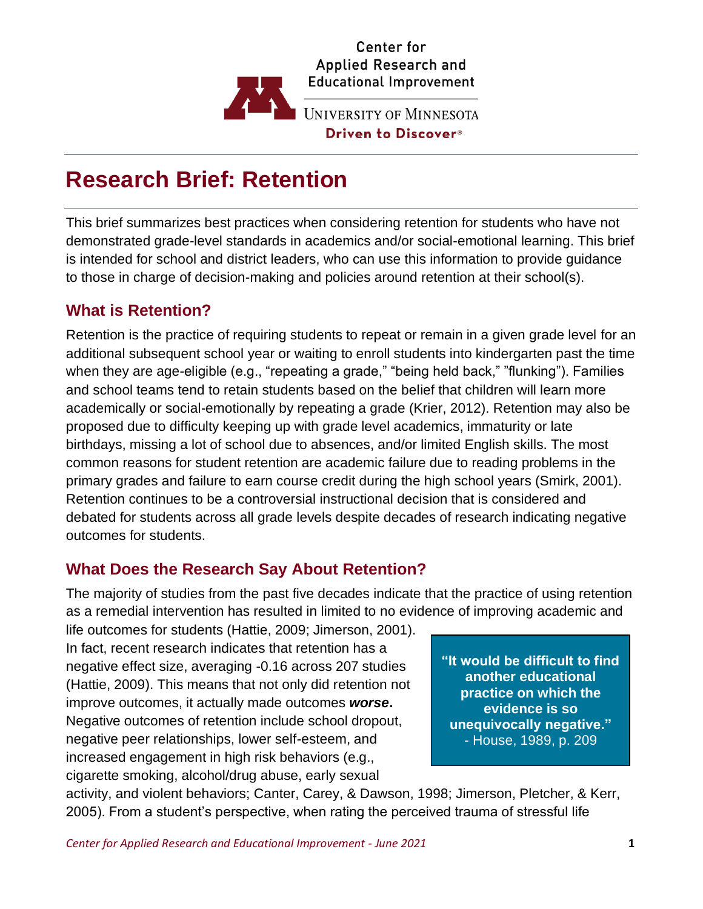Center for Applied Research and Educational Improvement

UNIVERSITY OF MINNESOTA

**Driven to Discover®**

# Research Brief: Retention

This brief summarizes best practices when considering retention for students who have not demonstrated grade-level standards in academics and/or social-emotional learning. This brief is intended for school and district leaders, who can use this information to provide guidance to those in charge of decision-making and policies around retention at their school(s).

## What is Retention?

Retention is the practice of requiring students to repeat or remain in a given grade level for an additional subsequent school year or waiting to enroll students into kindergarten past the time when they are age-eligible (e.g., "repeating a grade," "being held back," "flunking"). Families and school teams tend to retain students based on the belief that children will learn more academically or social-emotionally by repeating a grade (Krier, 2012). Retention may also be proposed due to difficulty keeping up with grade level academics, immaturity or late birthdays, missing a lot of school due to absences, and/or limited English skills. The most common reasons for student retention are academic failure due to reading problems in the primary grades and failure to earn course credit during the high school years (Smirk, 2001). Retention continues to be a controversial instructional decision that is considered and debated for students across all grade levels despite decades of research indicating negative outcomes for students.

## What Does the Research Say About Retention?

The majority of studies from the past five decades indicate that the practice of using retention as a remedial intervention has resulted in limited to no evidence of improving academic and life outcomes for students (Hattie, 2009; Jimerson, 2001). In fact, recent research indicates that retention has a negative effect size, averaging -0.16 across 207 studies (Hattie, 2009). This means that not only did retention not improve outcomes, it actually made outcomes ***worse*****.** Negative outcomes of retention include school dropout, negative peer relationships, lower self-esteem, and increased engagement in high risk behaviors (e.g., cigarette smoking, alcohol/drug abuse, early sexual activity, and violent behaviors; Canter, Carey, & Dawson, 1998; Jimerson, Pletcher, & Kerr, 2005). From a student's perspective, when rating the perceived trauma of stressful life

> **"It would be difficult to find another educational practice on which the evidence is so unequivocally negative."**
> - House, 1989, p. 209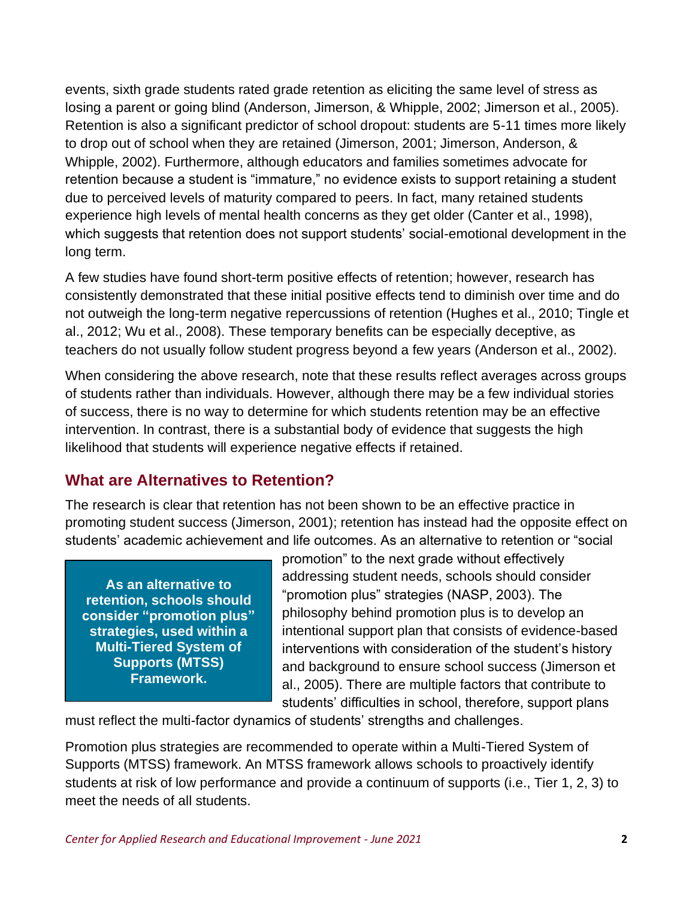events, sixth grade students rated grade retention as eliciting the same level of stress as losing a parent or going blind (Anderson, Jimerson, & Whipple, 2002; Jimerson et al., 2005). Retention is also a significant predictor of school dropout: students are 5-11 times more likely to drop out of school when they are retained (Jimerson, 2001; Jimerson, Anderson, & Whipple, 2002). Furthermore, although educators and families sometimes advocate for retention because a student is "immature," no evidence exists to support retaining a student due to perceived levels of maturity compared to peers. In fact, many retained students experience high levels of mental health concerns as they get older (Canter et al., 1998), which suggests that retention does not support students' social-emotional development in the long term.

A few studies have found short-term positive effects of retention; however, research has consistently demonstrated that these initial positive effects tend to diminish over time and do not outweigh the long-term negative repercussions of retention (Hughes et al., 2010; Tingle et al., 2012; Wu et al., 2008). These temporary benefits can be especially deceptive, as teachers do not usually follow student progress beyond a few years (Anderson et al., 2002).

When considering the above research, note that these results reflect averages across groups of students rather than individuals. However, although there may be a few individual stories of success, there is no way to determine for which students retention may be an effective intervention. In contrast, there is a substantial body of evidence that suggests the high likelihood that students will experience negative effects if retained.

## What are Alternatives to Retention?

The research is clear that retention has not been shown to be an effective practice in promoting student success (Jimerson, 2001); retention has instead had the opposite effect on students' academic achievement and life outcomes. As an alternative to retention or "social promotion" to the next grade without effectively addressing student needs, schools should consider "promotion plus" strategies (NASP, 2003). The philosophy behind promotion plus is to develop an intentional support plan that consists of evidence-based interventions with consideration of the student's history and background to ensure school success (Jimerson et al., 2005). There are multiple factors that contribute to students' difficulties in school, therefore, support plans must reflect the multi-factor dynamics of students' strengths and challenges.

> **As an alternative to retention, schools should consider "promotion plus" strategies, used within a Multi-Tiered System of Supports (MTSS) Framework.**

Promotion plus strategies are recommended to operate within a Multi-Tiered System of Supports (MTSS) framework. An MTSS framework allows schools to proactively identify students at risk of low performance and provide a continuum of supports (i.e., Tier 1, 2, 3) to meet the needs of all students.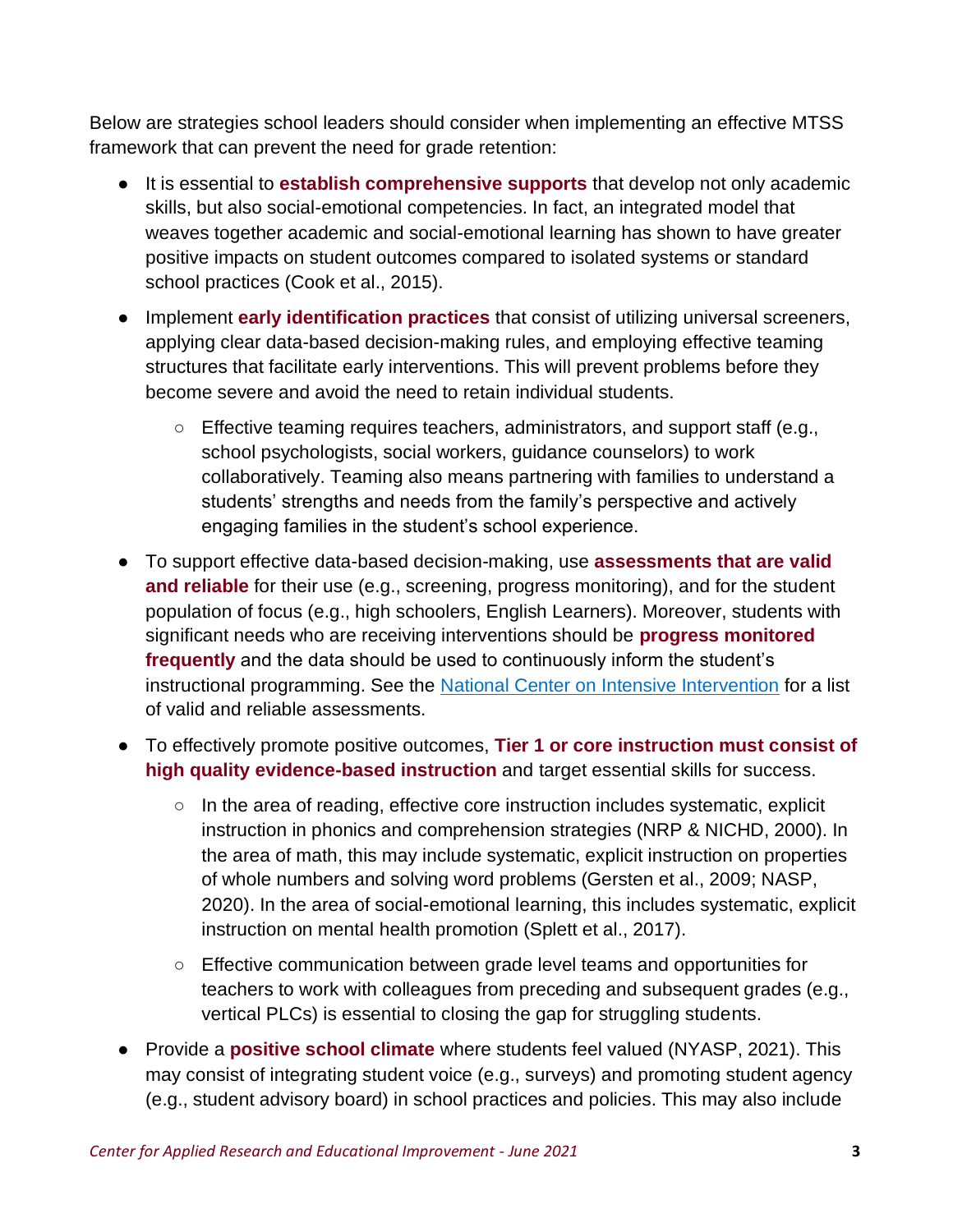Below are strategies school leaders should consider when implementing an effective MTSS framework that can prevent the need for grade retention:

- It is essential to **establish comprehensive supports** that develop not only academic skills, but also social-emotional competencies. In fact, an integrated model that weaves together academic and social-emotional learning has shown to have greater positive impacts on student outcomes compared to isolated systems or standard school practices (Cook et al., 2015).
- Implement **early identification practices** that consist of utilizing universal screeners, applying clear data-based decision-making rules, and employing effective teaming structures that facilitate early interventions. This will prevent problems before they become severe and avoid the need to retain individual students.
    - Effective teaming requires teachers, administrators, and support staff (e.g., school psychologists, social workers, guidance counselors) to work collaboratively. Teaming also means partnering with families to understand a students' strengths and needs from the family's perspective and actively engaging families in the student's school experience.
- To support effective data-based decision-making, use **assessments that are valid and reliable** for their use (e.g., screening, progress monitoring), and for the student population of focus (e.g., high schoolers, English Learners). Moreover, students with significant needs who are receiving interventions should be **progress monitored frequently** and the data should be used to continuously inform the student's instructional programming. See the [National Center on Intensive Intervention]() for a list of valid and reliable assessments.
- To effectively promote positive outcomes, **Tier 1 or core instruction must consist of high quality evidence-based instruction** and target essential skills for success.
    - In the area of reading, effective core instruction includes systematic, explicit instruction in phonics and comprehension strategies (NRP & NICHD, 2000). In the area of math, this may include systematic, explicit instruction on properties of whole numbers and solving word problems (Gersten et al., 2009; NASP, 2020). In the area of social-emotional learning, this includes systematic, explicit instruction on mental health promotion (Splett et al., 2017).
    - Effective communication between grade level teams and opportunities for teachers to work with colleagues from preceding and subsequent grades (e.g., vertical PLCs) is essential to closing the gap for struggling students.
- Provide a **positive school climate** where students feel valued (NYASP, 2021). This may consist of integrating student voice (e.g., surveys) and promoting student agency (e.g., student advisory board) in school practices and policies. This may also include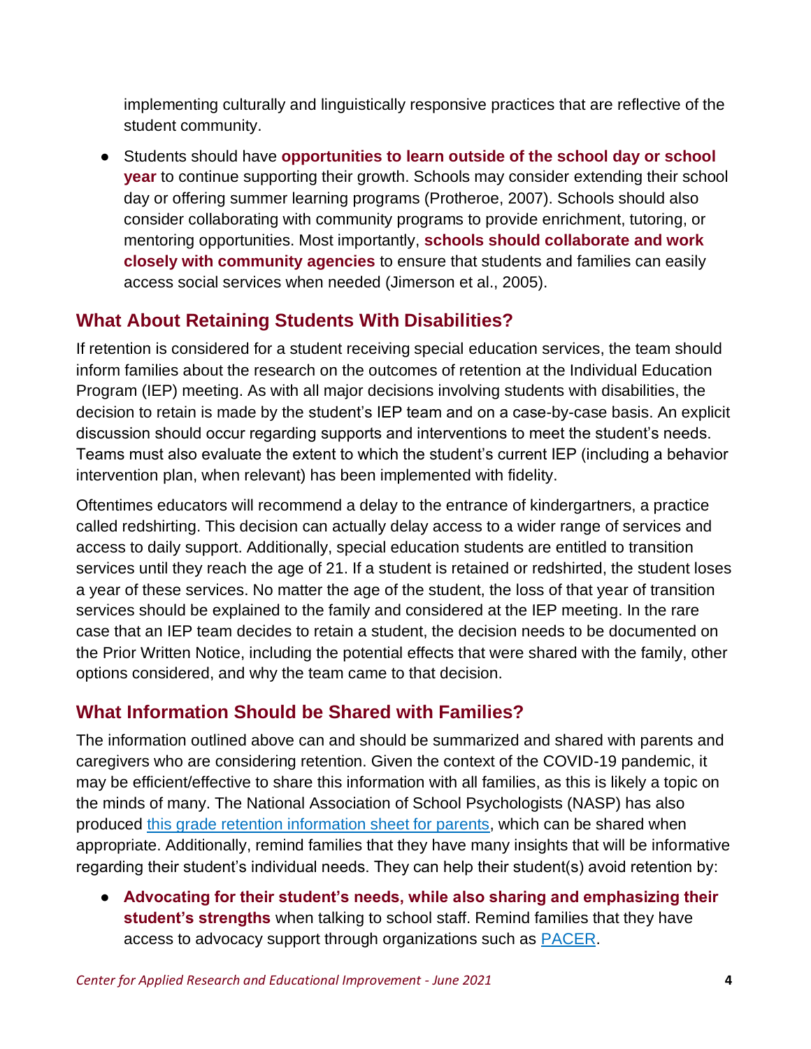implementing culturally and linguistically responsive practices that are reflective of the student community.

- Students should have **opportunities to learn outside of the school day or school year** to continue supporting their growth. Schools may consider extending their school day or offering summer learning programs (Protheroe, 2007). Schools should also consider collaborating with community programs to provide enrichment, tutoring, or mentoring opportunities. Most importantly, **schools should collaborate and work closely with community agencies** to ensure that students and families can easily access social services when needed (Jimerson et al., 2005).

## What About Retaining Students With Disabilities?

If retention is considered for a student receiving special education services, the team should inform families about the research on the outcomes of retention at the Individual Education Program (IEP) meeting. As with all major decisions involving students with disabilities, the decision to retain is made by the student's IEP team and on a case-by-case basis. An explicit discussion should occur regarding supports and interventions to meet the student's needs. Teams must also evaluate the extent to which the student's current IEP (including a behavior intervention plan, when relevant) has been implemented with fidelity.

Oftentimes educators will recommend a delay to the entrance of kindergartners, a practice called redshirting. This decision can actually delay access to a wider range of services and access to daily support. Additionally, special education students are entitled to transition services until they reach the age of 21. If a student is retained or redshirted, the student loses a year of these services. No matter the age of the student, the loss of that year of transition services should be explained to the family and considered at the IEP meeting. In the rare case that an IEP team decides to retain a student, the decision needs to be documented on the Prior Written Notice, including the potential effects that were shared with the family, other options considered, and why the team came to that decision.

## What Information Should be Shared with Families?

The information outlined above can and should be summarized and shared with parents and caregivers who are considering retention. Given the context of the COVID-19 pandemic, it may be efficient/effective to share this information with all families, as this is likely a topic on the minds of many. The National Association of School Psychologists (NASP) has also produced this grade retention information sheet for parents, which can be shared when appropriate. Additionally, remind families that they have many insights that will be informative regarding their student's individual needs. They can help their student(s) avoid retention by:

- **Advocating for their student's needs, while also sharing and emphasizing their student's strengths** when talking to school staff. Remind families that they have access to advocacy support through organizations such as PACER.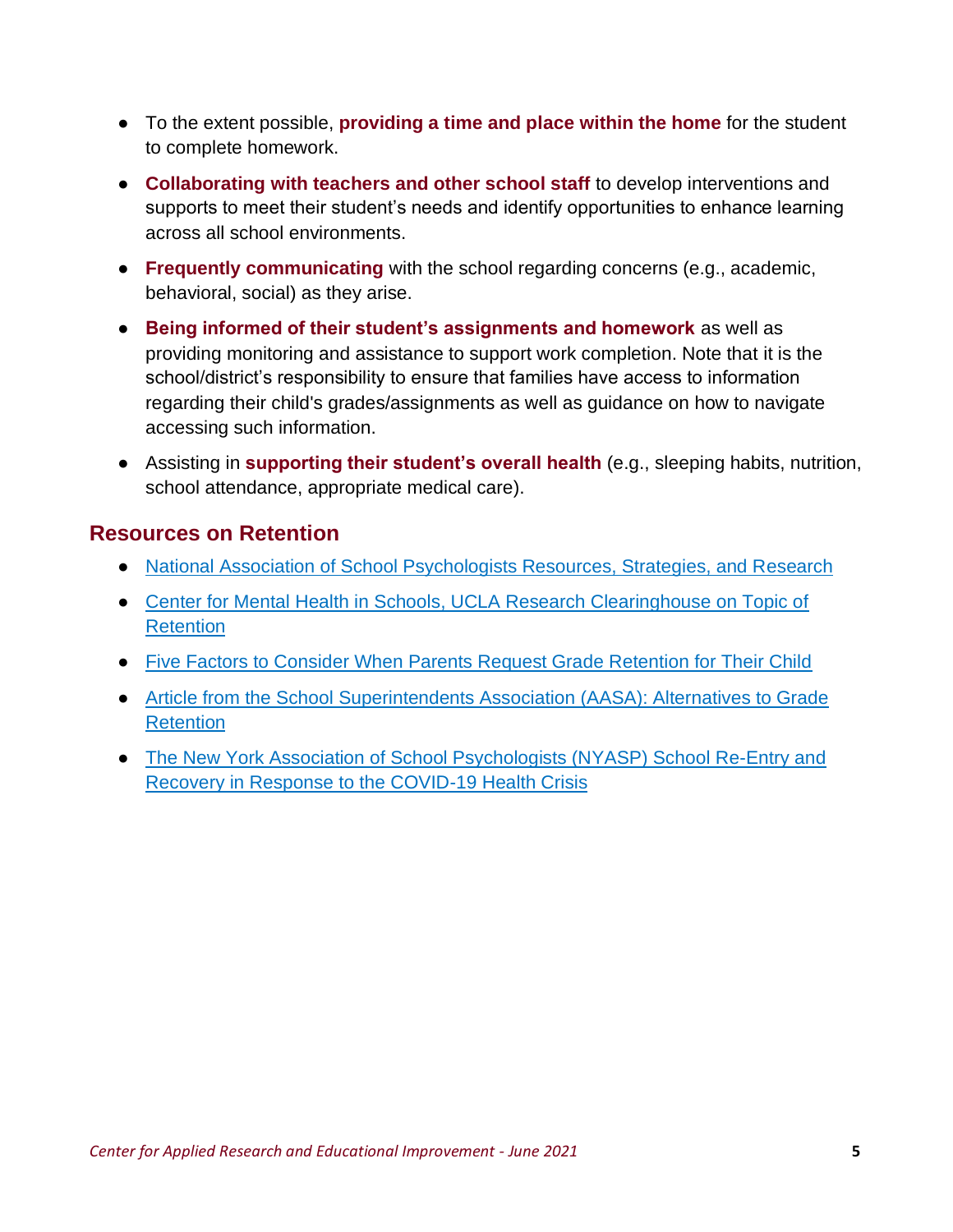- To the extent possible, **providing a time and place within the home** for the student to complete homework.
- **Collaborating with teachers and other school staff** to develop interventions and supports to meet their student's needs and identify opportunities to enhance learning across all school environments.
- **Frequently communicating** with the school regarding concerns (e.g., academic, behavioral, social) as they arise.
- **Being informed of their student's assignments and homework** as well as providing monitoring and assistance to support work completion. Note that it is the school/district's responsibility to ensure that families have access to information regarding their child's grades/assignments as well as guidance on how to navigate accessing such information.
- Assisting in **supporting their student's overall health** (e.g., sleeping habits, nutrition, school attendance, appropriate medical care).

## Resources on Retention

- National Association of School Psychologists Resources, Strategies, and Research
- Center for Mental Health in Schools, UCLA Research Clearinghouse on Topic of Retention
- Five Factors to Consider When Parents Request Grade Retention for Their Child
- Article from the School Superintendents Association (AASA): Alternatives to Grade Retention
- The New York Association of School Psychologists (NYASP) School Re-Entry and Recovery in Response to the COVID-19 Health Crisis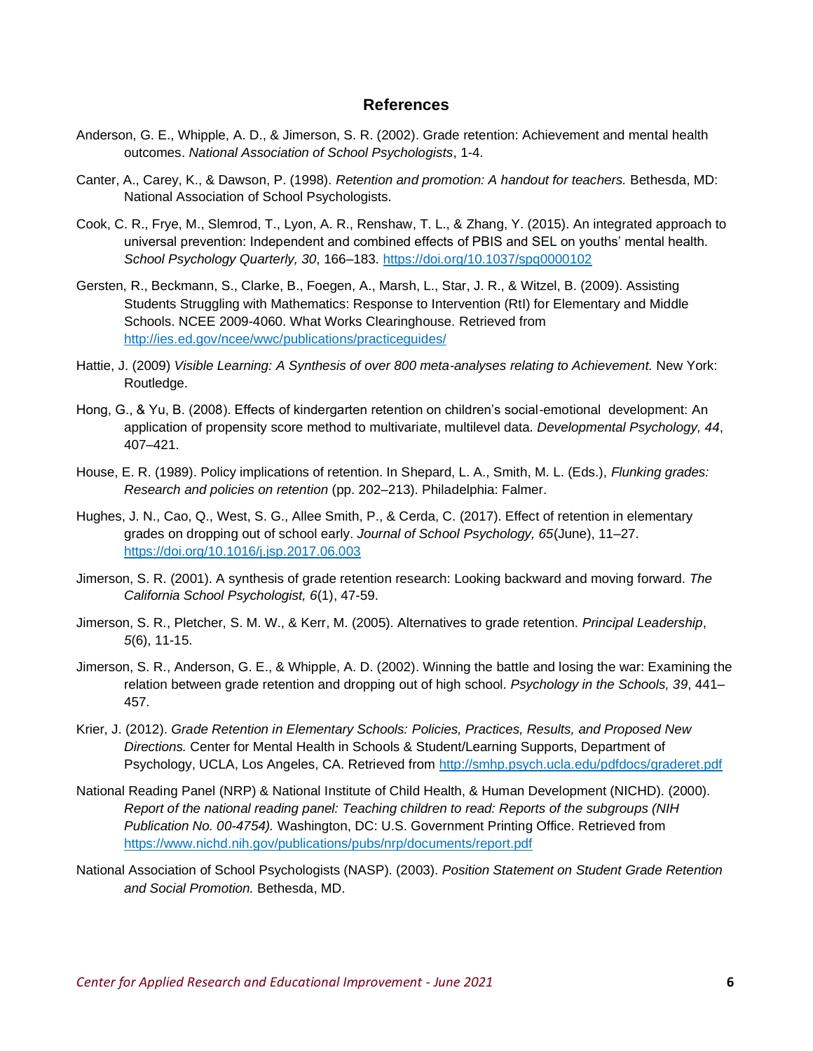## References

Anderson, G. E., Whipple, A. D., & Jimerson, S. R. (2002). Grade retention: Achievement and mental health outcomes. *National Association of School Psychologists*, 1-4.

Canter, A., Carey, K., & Dawson, P. (1998). *Retention and promotion: A handout for teachers.* Bethesda, MD: National Association of School Psychologists.

Cook, C. R., Frye, M., Slemrod, T., Lyon, A. R., Renshaw, T. L., & Zhang, Y. (2015). An integrated approach to universal prevention: Independent and combined effects of PBIS and SEL on youths' mental health. *School Psychology Quarterly, 30*, 166–183. https://doi.org/10.1037/spq0000102

Gersten, R., Beckmann, S., Clarke, B., Foegen, A., Marsh, L., Star, J. R., & Witzel, B. (2009). Assisting Students Struggling with Mathematics: Response to Intervention (RtI) for Elementary and Middle Schools. NCEE 2009-4060. What Works Clearinghouse. Retrieved from http://ies.ed.gov/ncee/wwc/publications/practiceguides/

Hattie, J. (2009) *Visible Learning: A Synthesis of over 800 meta-analyses relating to Achievement.* New York: Routledge.

Hong, G., & Yu, B. (2008). Effects of kindergarten retention on children's social-emotional development: An application of propensity score method to multivariate, multilevel data. *Developmental Psychology, 44*, 407–421.

House, E. R. (1989). Policy implications of retention. In Shepard, L. A., Smith, M. L. (Eds.), *Flunking grades: Research and policies on retention* (pp. 202–213). Philadelphia: Falmer.

Hughes, J. N., Cao, Q., West, S. G., Allee Smith, P., & Cerda, C. (2017). Effect of retention in elementary grades on dropping out of school early. *Journal of School Psychology, 65*(June), 11–27. https://doi.org/10.1016/j.jsp.2017.06.003

Jimerson, S. R. (2001). A synthesis of grade retention research: Looking backward and moving forward. *The California School Psychologist, 6*(1), 47-59.

Jimerson, S. R., Pletcher, S. M. W., & Kerr, M. (2005). Alternatives to grade retention. *Principal Leadership*, *5*(6), 11-15.

Jimerson, S. R., Anderson, G. E., & Whipple, A. D. (2002). Winning the battle and losing the war: Examining the relation between grade retention and dropping out of high school. *Psychology in the Schools, 39*, 441–457.

Krier, J. (2012). *Grade Retention in Elementary Schools: Policies, Practices, Results, and Proposed New Directions.* Center for Mental Health in Schools & Student/Learning Supports, Department of Psychology, UCLA, Los Angeles, CA. Retrieved from http://smhp.psych.ucla.edu/pdfdocs/graderet.pdf

National Reading Panel (NRP) & National Institute of Child Health, & Human Development (NICHD). (2000). *Report of the national reading panel: Teaching children to read: Reports of the subgroups (NIH Publication No. 00-4754).* Washington, DC: U.S. Government Printing Office. Retrieved from https://www.nichd.nih.gov/publications/pubs/nrp/documents/report.pdf

National Association of School Psychologists (NASP). (2003). *Position Statement on Student Grade Retention and Social Promotion.* Bethesda, MD.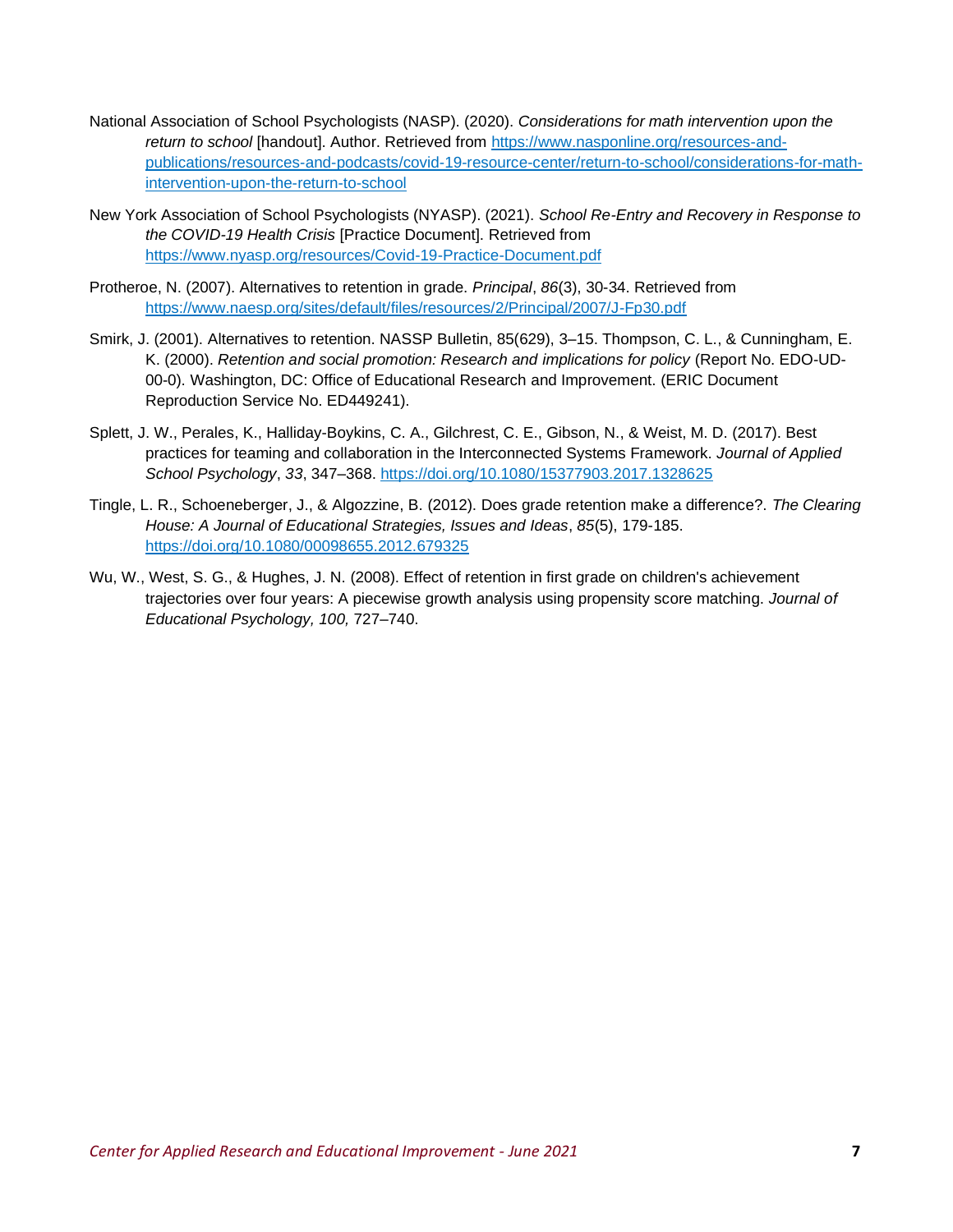National Association of School Psychologists (NASP). (2020). *Considerations for math intervention upon the return to school* [handout]. Author. Retrieved from https://www.nasponline.org/resources-and-publications/resources-and-podcasts/covid-19-resource-center/return-to-school/considerations-for-math-intervention-upon-the-return-to-school

New York Association of School Psychologists (NYASP). (2021). *School Re-Entry and Recovery in Response to the COVID-19 Health Crisis* [Practice Document]. Retrieved from https://www.nyasp.org/resources/Covid-19-Practice-Document.pdf

Protheroe, N. (2007). Alternatives to retention in grade. *Principal*, *86*(3), 30-34. Retrieved from https://www.naesp.org/sites/default/files/resources/2/Principal/2007/J-Fp30.pdf

Smirk, J. (2001). Alternatives to retention. NASSP Bulletin, 85(629), 3–15. Thompson, C. L., & Cunningham, E. K. (2000). *Retention and social promotion: Research and implications for policy* (Report No. EDO-UD-00-0). Washington, DC: Office of Educational Research and Improvement. (ERIC Document Reproduction Service No. ED449241).

Splett, J. W., Perales, K., Halliday-Boykins, C. A., Gilchrest, C. E., Gibson, N., & Weist, M. D. (2017). Best practices for teaming and collaboration in the Interconnected Systems Framework. *Journal of Applied School Psychology*, *33*, 347–368. https://doi.org/10.1080/15377903.2017.1328625

Tingle, L. R., Schoeneberger, J., & Algozzine, B. (2012). Does grade retention make a difference?. *The Clearing House: A Journal of Educational Strategies, Issues and Ideas*, *85*(5), 179-185. https://doi.org/10.1080/00098655.2012.679325

Wu, W., West, S. G., & Hughes, J. N. (2008). Effect of retention in first grade on children's achievement trajectories over four years: A piecewise growth analysis using propensity score matching. *Journal of Educational Psychology, 100,* 727–740.